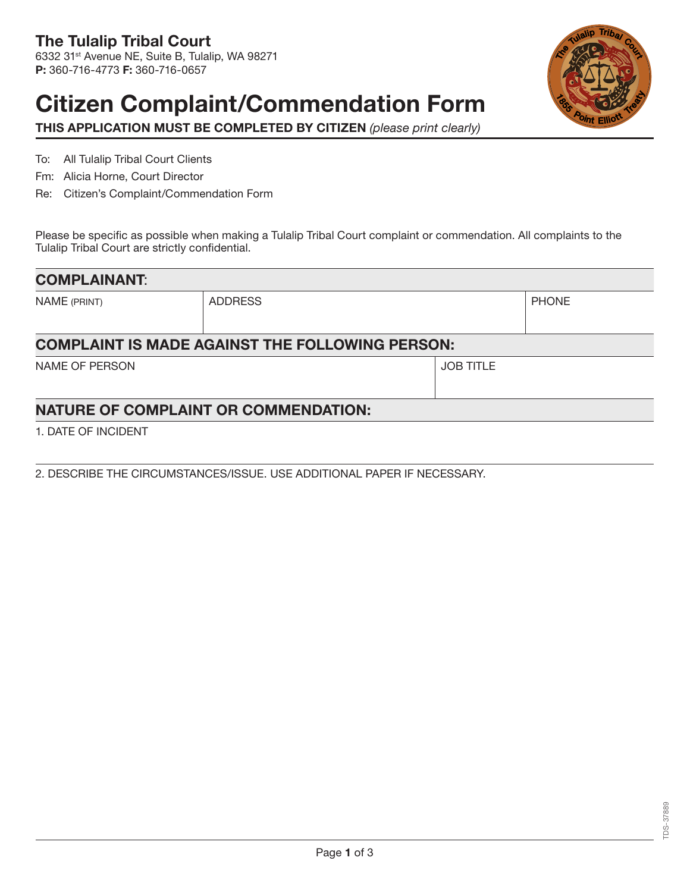**The Tulalip Tribal Court**
6332 31st Avenue NE, Suite B, Tulalip, WA 98271
**P:** 360-716-4773 **F:** 360-716-0657

# Citizen Complaint/Commendation Form

**THIS APPLICATION MUST BE COMPLETED BY CITIZEN** *(please print clearly)*

To: All Tulalip Tribal Court Clients

Fm: Alicia Horne, Court Director

Re: Citizen's Complaint/Commendation Form

Please be specific as possible when making a Tulalip Tribal Court complaint or commendation. All complaints to the Tulalip Tribal Court are strictly confidential.

## COMPLAINANT:

| NAME (PRINT) | ADDRESS | PHONE |
|---|---|---|
| | | |

## COMPLAINT IS MADE AGAINST THE FOLLOWING PERSON:

| NAME OF PERSON | JOB TITLE |
|---|---|
| | |

## NATURE OF COMPLAINT OR COMMENDATION:

1. DATE OF INCIDENT

2. DESCRIBE THE CIRCUMSTANCES/ISSUE. USE ADDITIONAL PAPER IF NECESSARY.

TDS-37889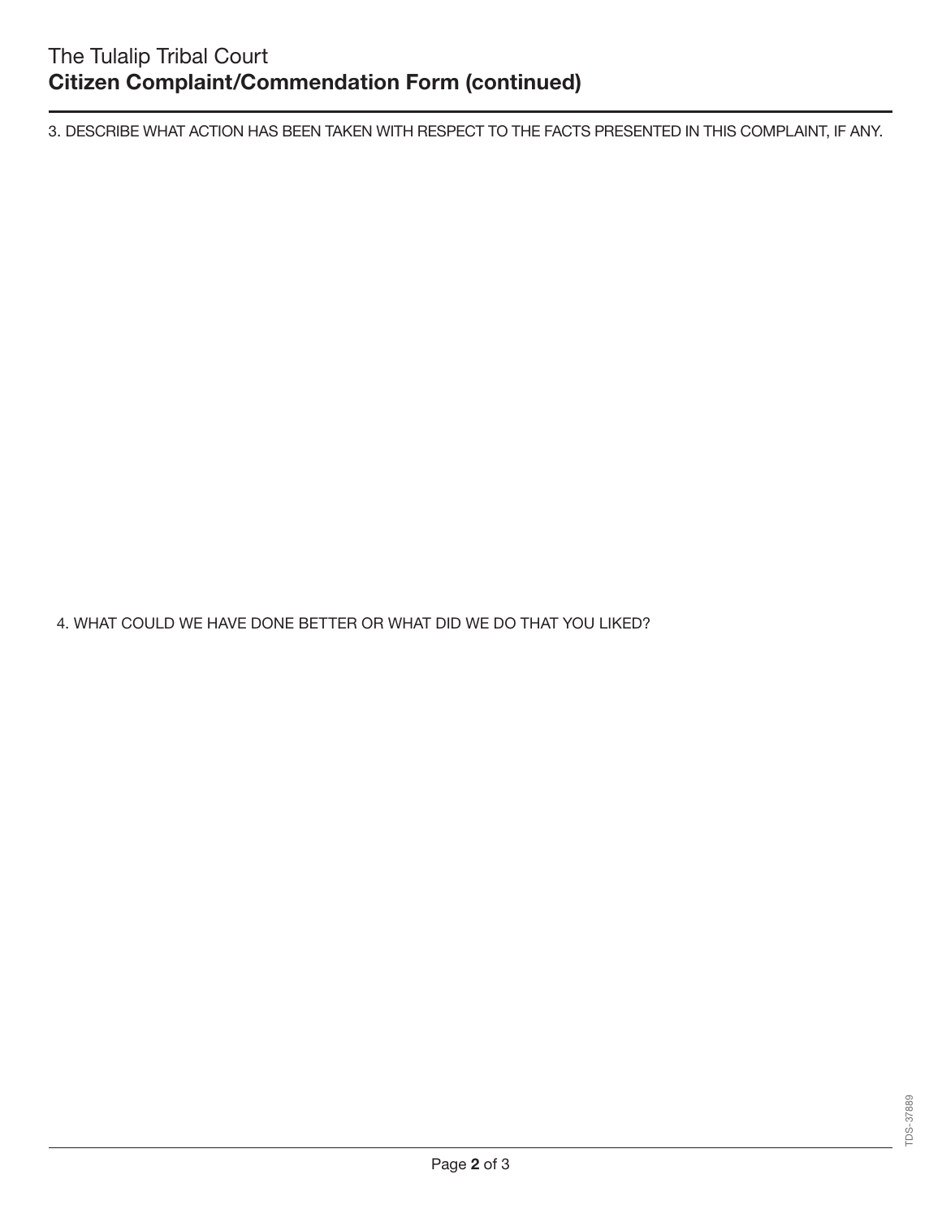# The Tulalip Tribal Court
## Citizen Complaint/Commendation Form (continued)

3. DESCRIBE WHAT ACTION HAS BEEN TAKEN WITH RESPECT TO THE FACTS PRESENTED IN THIS COMPLAINT, IF ANY.

4. WHAT COULD WE HAVE DONE BETTER OR WHAT DID WE DO THAT YOU LIKED?

TDS-37889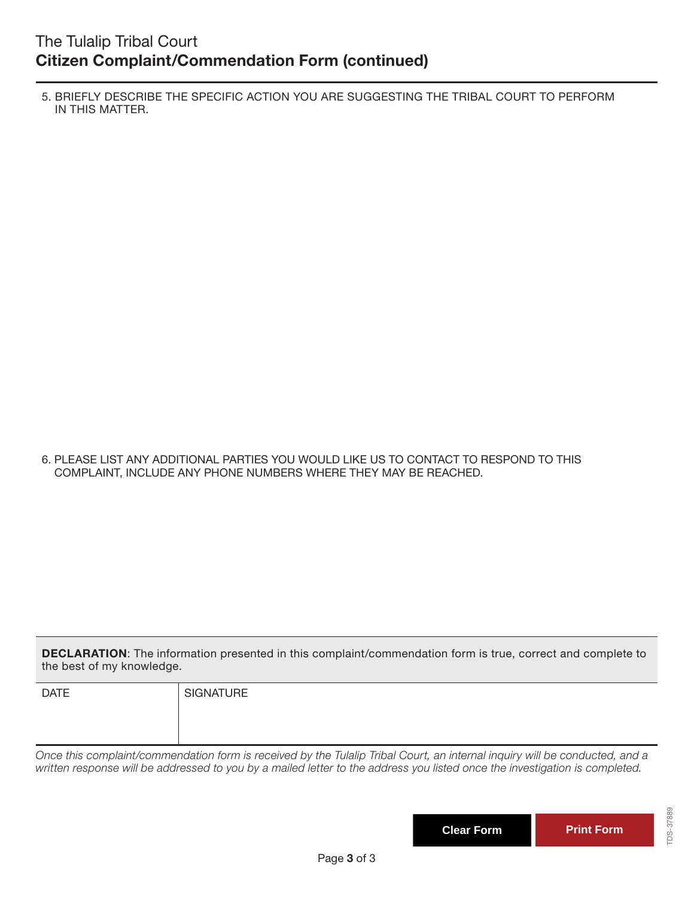The Tulalip Tribal Court

## Citizen Complaint/Commendation Form (continued)

5. BRIEFLY DESCRIBE THE SPECIFIC ACTION YOU ARE SUGGESTING THE TRIBAL COURT TO PERFORM IN THIS MATTER.

6. PLEASE LIST ANY ADDITIONAL PARTIES YOU WOULD LIKE US TO CONTACT TO RESPOND TO THIS COMPLAINT, INCLUDE ANY PHONE NUMBERS WHERE THEY MAY BE REACHED.

**DECLARATION**: The information presented in this complaint/commendation form is true, correct and complete to the best of my knowledge.

| DATE | SIGNATURE |
|---|---|
| | |

*Once this complaint/commendation form is received by the Tulalip Tribal Court, an internal inquiry will be conducted, and a written response will be addressed to you by a mailed letter to the address you listed once the investigation is completed.*

Clear Form

Print Form

TDS-37889